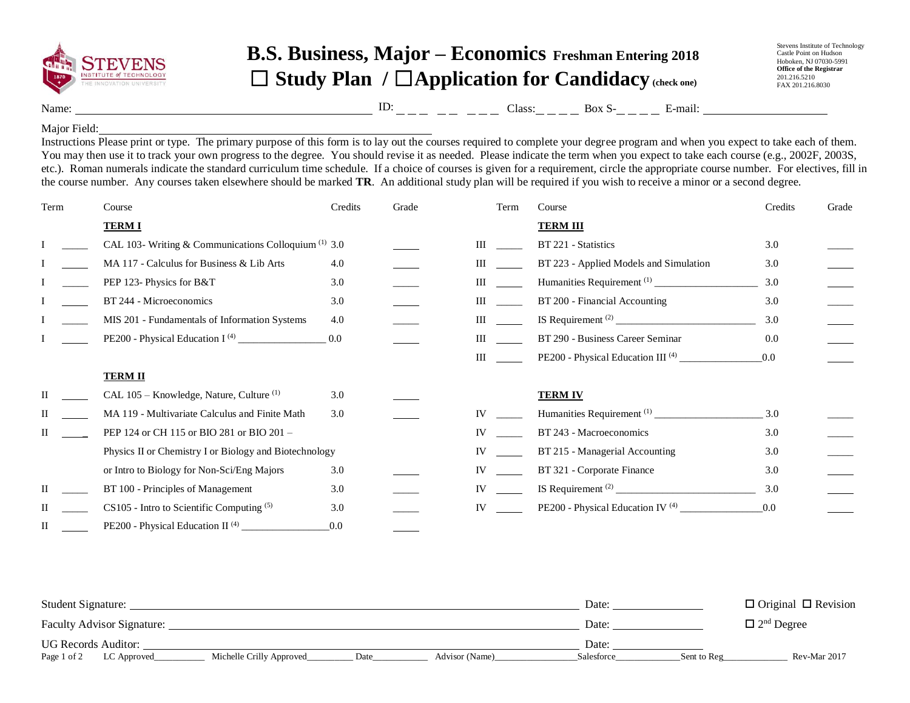# B.S. Business, Major – Economics Freshman Entering 2018

## ☐ Study Plan / ☐ Application for Candidacy (check one)

Stevens Institute of Technology
Castle Point on Hudson
Hoboken, NJ 07030-5991
**Office of the Registrar**
201.216.5210
FAX 201.216.8030

Name: ____________________ ID: _ _ _ _ _ _ _ _ Class: _ _ _ _ Box S- _ _ _ _ E-mail: ____________________

Major Field: ____________________

Instructions Please print or type. The primary purpose of this form is to lay out the courses required to complete your degree program and when you expect to take each of them. You may then use it to track your own progress to the degree. You should revise it as needed. Please indicate the term when you expect to take each course (e.g., 2002F, 2003S, etc.). Roman numerals indicate the standard curriculum time schedule. If a choice of courses is given for a requirement, circle the appropriate course number. For electives, fill in the course number. Any courses taken elsewhere should be marked **TR**. An additional study plan will be required if you wish to receive a minor or a second degree.

| Term | | Course | Credits | Grade |
|---|---|---|---|---|
| | | **TERM I** | | |
| I | _____ | CAL 103- Writing & Communications Colloquium [1] | 3.0 | _____ |
| I | _____ | MA 117 - Calculus for Business & Lib Arts | 4.0 | _____ |
| I | _____ | PEP 123- Physics for B&T | 3.0 | _____ |
| I | _____ | BT 244 - Microeconomics | 3.0 | _____ |
| I | _____ | MIS 201 - Fundamentals of Information Systems | 4.0 | _____ |
| I | _____ | PE200 - Physical Education I [4] ________________ | 0.0 | _____ |
| | | **TERM II** | | |
| II | _____ | CAL 105 – Knowledge, Nature, Culture [1] | 3.0 | _____ |
| II | _____ | MA 119 - Multivariate Calculus and Finite Math | 3.0 | _____ |
| II | _____ | PEP 124 or CH 115 or BIO 281 or BIO 201 – Physics II or Chemistry I or Biology and Biotechnology or Intro to Biology for Non-Sci/Eng Majors | 3.0 | _____ |
| II | _____ | BT 100 - Principles of Management | 3.0 | _____ |
| II | _____ | CS105 - Intro to Scientific Computing [5] | 3.0 | _____ |
| II | _____ | PE200 - Physical Education II [4] ________________ | 0.0 | _____ |
| | | **TERM III** | | |
| III | _____ | BT 221 - Statistics | 3.0 | _____ |
| III | _____ | BT 223 - Applied Models and Simulation | 3.0 | _____ |
| III | _____ | Humanities Requirement [1] ___________________ | 3.0 | _____ |
| III | _____ | BT 200 - Financial Accounting | 3.0 | _____ |
| III | _____ | IS Requirement [2] __________________________ | 3.0 | _____ |
| III | _____ | BT 290 - Business Career Seminar | 0.0 | _____ |
| III | _____ | PE200 - Physical Education III [4] _______________ | 0.0 | _____ |
| | | **TERM IV** | | |
| IV | _____ | Humanities Requirement [1] ____________________ | 3.0 | _____ |
| IV | _____ | BT 243 - Macroeconomics | 3.0 | _____ |
| IV | _____ | BT 215 - Managerial Accounting | 3.0 | _____ |
| IV | _____ | BT 321 - Corporate Finance | 3.0 | _____ |
| IV | _____ | IS Requirement [2] __________________________ | 3.0 | _____ |
| IV | _____ | PE200 - Physical Education IV [4] _______________ | 0.0 | _____ |

Student Signature: ________________________________ Date: ______________ ☐ Original ☐ Revision

Faculty Advisor Signature: ___________________________ Date: ______________ ☐ 2nd Degree

UG Records Auditor: ________________________________ Date: ______________

LC Approved__________ Michelle Crilly Approved_________ Date___________ Advisor (Name)________________ Salesforce_____________ Sent to Reg_____________ Rev-Mar 2017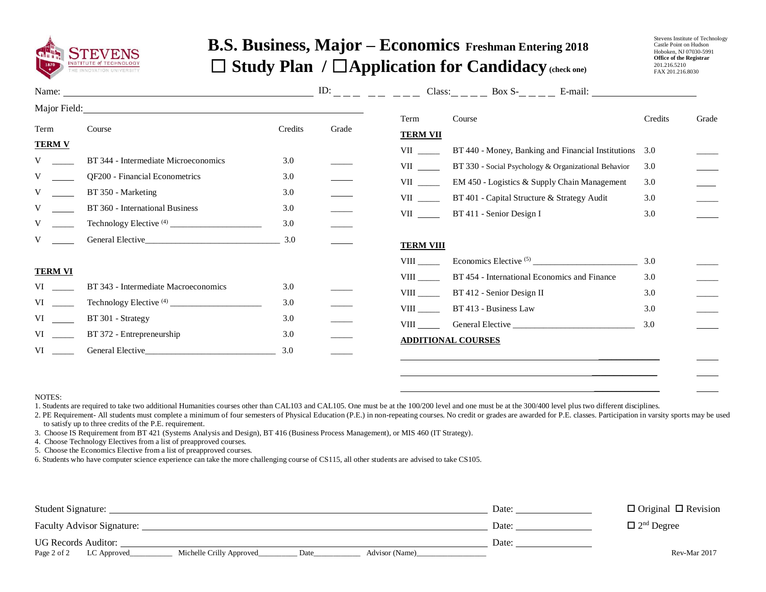# B.S. Business, Major – Economics Freshman Entering 2018

## ☐ Study Plan / ☐ Application for Candidacy (check one)

Stevens Institute of Technology
Castle Point on Hudson
Hoboken, NJ 07030-5991
**Office of the Registrar**
201.216.5210
FAX 201.216.8030

Name: ______________________ ID: _ _ _ _ _ _ _ _ Class: _ _ _ _ Box S- _ _ _ _ E-mail: ______________

Major Field: ______________________

| Term | Course | Credits | Grade |
|---|---|---|---|
| **TERM V** | | | |
| V _____ | BT 344 - Intermediate Microeconomics | 3.0 | _____ |
| V _____ | QF200 - Financial Econometrics | 3.0 | _____ |
| V _____ | BT 350 - Marketing | 3.0 | _____ |
| V _____ | BT 360 - International Business | 3.0 | _____ |
| V _____ | Technology Elective [4] ____________ | 3.0 | _____ |
| V _____ | General Elective ____________ | 3.0 | _____ |
| **TERM VI** | | | |
| VI _____ | BT 343 - Intermediate Macroeconomics | 3.0 | _____ |
| VI _____ | Technology Elective [4] ____________ | 3.0 | _____ |
| VI _____ | BT 301 - Strategy | 3.0 | _____ |
| VI _____ | BT 372 - Entrepreneurship | 3.0 | _____ |
| VI _____ | General Elective ____________ | 3.0 | _____ |
| **TERM VII** | | | |
| VII _____ | BT 440 - Money, Banking and Financial Institutions | 3.0 | _____ |
| VII _____ | BT 330 - Social Psychology & Organizational Behavior | 3.0 | _____ |
| VII _____ | EM 450 - Logistics & Supply Chain Management | 3.0 | _____ |
| VII _____ | BT 401 - Capital Structure & Strategy Audit | 3.0 | _____ |
| VII _____ | BT 411 - Senior Design I | 3.0 | _____ |
| **TERM VIII** | | | |
| VIII _____ | Economics Elective [5] ____________ | 3.0 | _____ |
| VIII _____ | BT 454 - International Economics and Finance | 3.0 | _____ |
| VIII _____ | BT 412 - Senior Design II | 3.0 | _____ |
| VIII _____ | BT 413 - Business Law | 3.0 | _____ |
| VIII _____ | General Elective ____________ | 3.0 | _____ |

**ADDITIONAL COURSES**

| Course | Credits | Grade |
|---|---|---|
| ____________ | _____ | _____ |
| ____________ | _____ | _____ |
| ____________ | _____ | _____ |

NOTES:

1. Students are required to take two additional Humanities courses other than CAL103 and CAL105. One must be at the 100/200 level and one must be at the 300/400 level plus two different disciplines.
2. PE Requirement- All students must complete a minimum of four semesters of Physical Education (P.E.) in non-repeating courses. No credit or grades are awarded for P.E. classes. Participation in varsity sports may be used to satisfy up to three credits of the P.E. requirement.
3. Choose IS Requirement from BT 421 (Systems Analysis and Design), BT 416 (Business Process Management), or MIS 460 (IT Strategy).
4. Choose Technology Electives from a list of preapproved courses.
5. Choose the Economics Elective from a list of preapproved courses.
6. Students who have computer science experience can take the more challenging course of CS115, all other students are advised to take CS105.

Student Signature: ______________________ Date: ____________ ☐ Original ☐ Revision

Faculty Advisor Signature: ______________________ Date: ____________ ☐ 2nd Degree

UG Records Auditor: ______________________ Date: ____________

LC Approved__________ Michelle Crilly Approved_________ Date___________ Advisor (Name)________________

Rev-Mar 2017